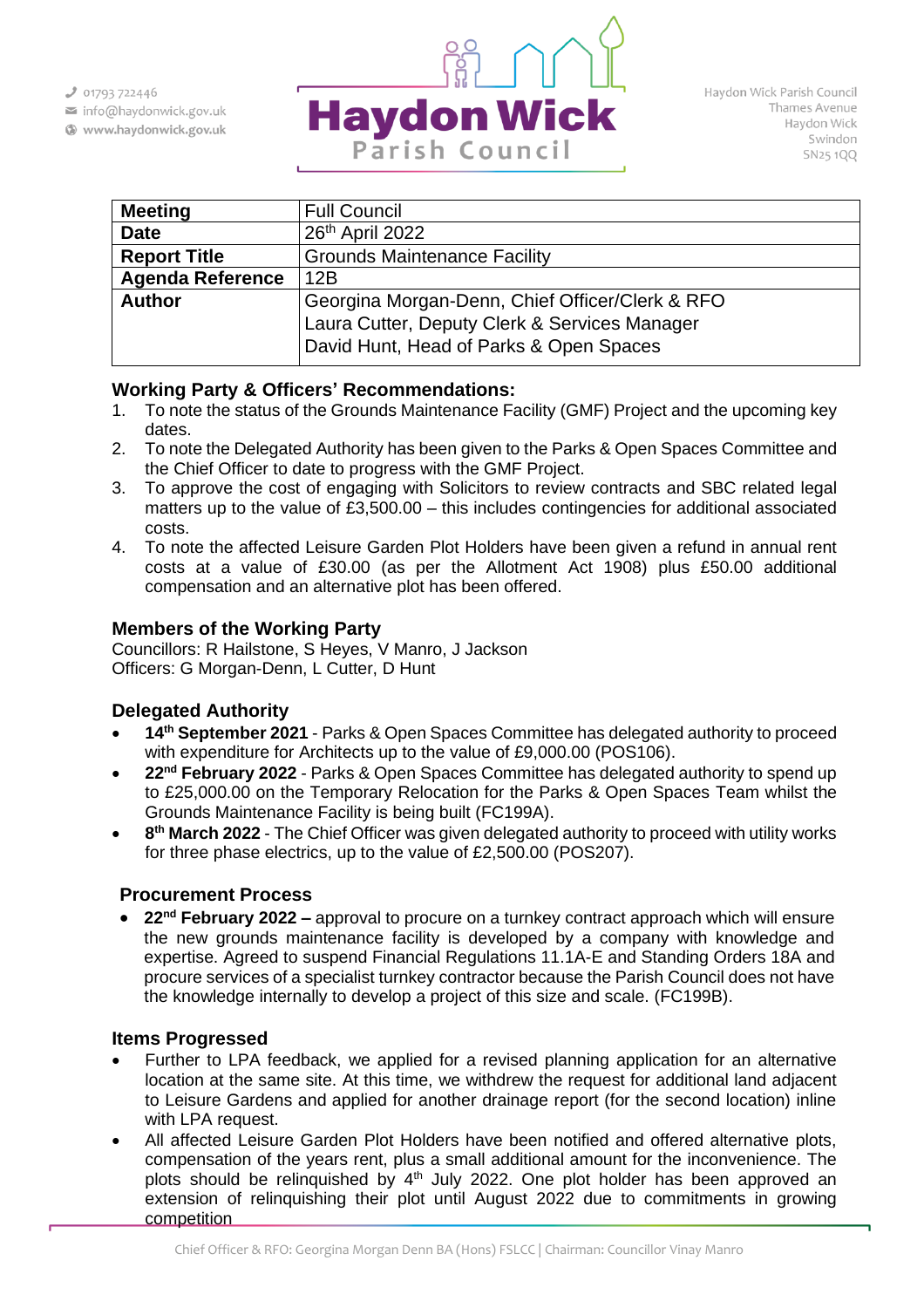| Meeting | Full Council |
|---|---|
| Date | 26th April 2022 |
| Report Title | Grounds Maintenance Facility |
| Agenda Reference | 12B |
| Author | Georgina Morgan-Denn, Chief Officer/Clerk & RFO<br>Laura Cutter, Deputy Clerk & Services Manager<br>David Hunt, Head of Parks & Open Spaces |

## Working Party & Officers' Recommendations:

1. To note the status of the Grounds Maintenance Facility (GMF) Project and the upcoming key dates.
2. To note the Delegated Authority has been given to the Parks & Open Spaces Committee and the Chief Officer to date to progress with the GMF Project.
3. To approve the cost of engaging with Solicitors to review contracts and SBC related legal matters up to the value of £3,500.00 – this includes contingencies for additional associated costs.
4. To note the affected Leisure Garden Plot Holders have been given a refund in annual rent costs at a value of £30.00 (as per the Allotment Act 1908) plus £50.00 additional compensation and an alternative plot has been offered.

## Members of the Working Party

Councillors: R Hailstone, S Heyes, V Manro, J Jackson
Officers: G Morgan-Denn, L Cutter, D Hunt

## Delegated Authority

- **14th September 2021** - Parks & Open Spaces Committee has delegated authority to proceed with expenditure for Architects up to the value of £9,000.00 (POS106).
- **22nd February 2022** - Parks & Open Spaces Committee has delegated authority to spend up to £25,000.00 on the Temporary Relocation for the Parks & Open Spaces Team whilst the Grounds Maintenance Facility is being built (FC199A).
- **8th March 2022** - The Chief Officer was given delegated authority to proceed with utility works for three phase electrics, up to the value of £2,500.00 (POS207).

## Procurement Process

- **22nd February 2022 –** approval to procure on a turnkey contract approach which will ensure the new grounds maintenance facility is developed by a company with knowledge and expertise. Agreed to suspend Financial Regulations 11.1A-E and Standing Orders 18A and procure services of a specialist turnkey contractor because the Parish Council does not have the knowledge internally to develop a project of this size and scale. (FC199B).

## Items Progressed

- Further to LPA feedback, we applied for a revised planning application for an alternative location at the same site. At this time, we withdrew the request for additional land adjacent to Leisure Gardens and applied for another drainage report (for the second location) inline with LPA request.
- All affected Leisure Garden Plot Holders have been notified and offered alternative plots, compensation of the years rent, plus a small additional amount for the inconvenience. The plots should be relinquished by 4th July 2022. One plot holder has been approved an extension of relinquishing their plot until August 2022 due to commitments in growing competition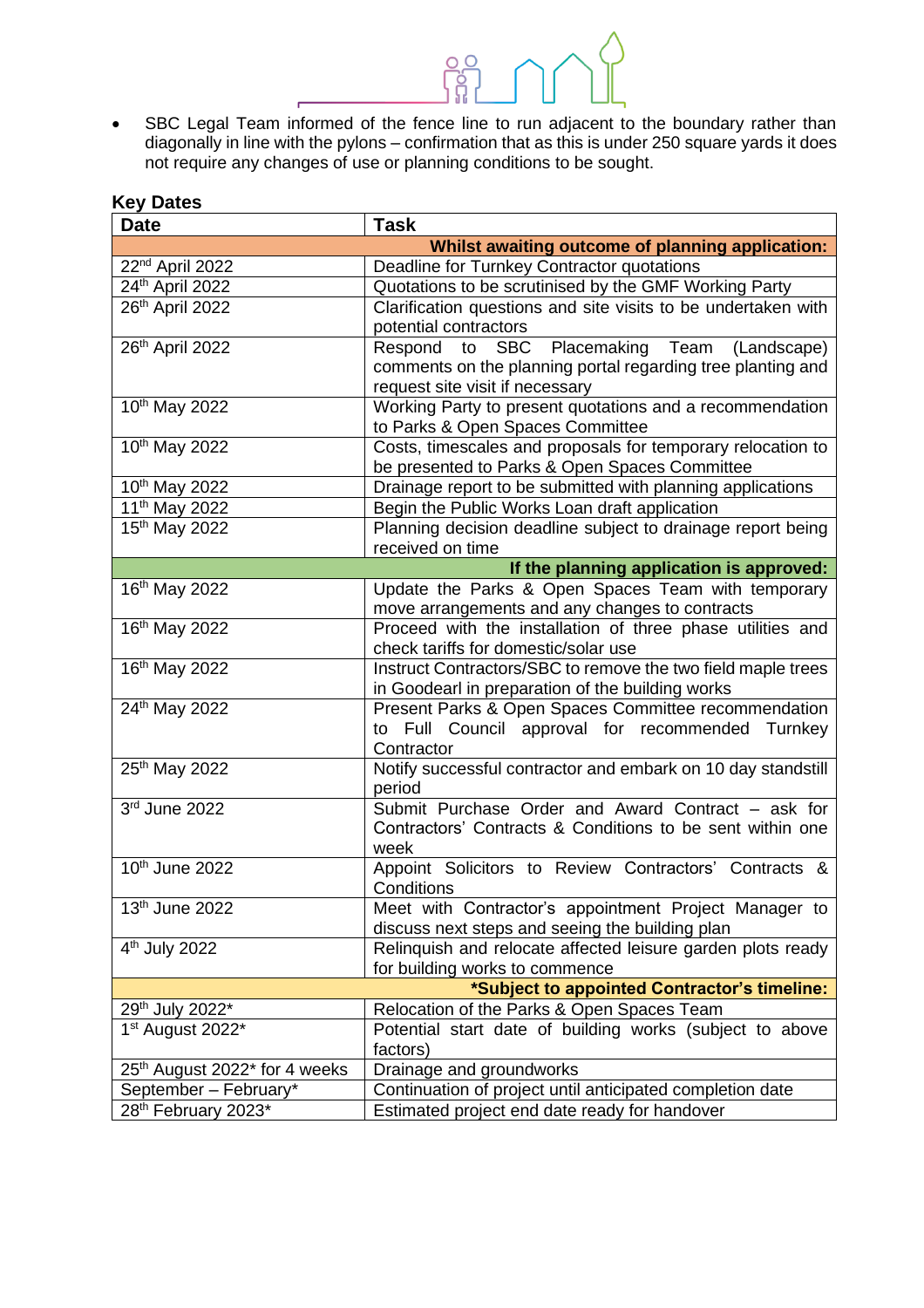- SBC Legal Team informed of the fence line to run adjacent to the boundary rather than diagonally in line with the pylons – confirmation that as this is under 250 square yards it does not require any changes of use or planning conditions to be sought.

**Key Dates**

| Date | Task |
|---|---|
| | **Whilst awaiting outcome of planning application:** |
| 22nd April 2022 | Deadline for Turnkey Contractor quotations |
| 24th April 2022 | Quotations to be scrutinised by the GMF Working Party |
| 26th April 2022 | Clarification questions and site visits to be undertaken with potential contractors |
| 26th April 2022 | Respond to SBC Placemaking Team (Landscape) comments on the planning portal regarding tree planting and request site visit if necessary |
| 10th May 2022 | Working Party to present quotations and a recommendation to Parks & Open Spaces Committee |
| 10th May 2022 | Costs, timescales and proposals for temporary relocation to be presented to Parks & Open Spaces Committee |
| 10th May 2022 | Drainage report to be submitted with planning applications |
| 11th May 2022 | Begin the Public Works Loan draft application |
| 15th May 2022 | Planning decision deadline subject to drainage report being received on time |
| | **If the planning application is approved:** |
| 16th May 2022 | Update the Parks & Open Spaces Team with temporary move arrangements and any changes to contracts |
| 16th May 2022 | Proceed with the installation of three phase utilities and check tariffs for domestic/solar use |
| 16th May 2022 | Instruct Contractors/SBC to remove the two field maple trees in Goodearl in preparation of the building works |
| 24th May 2022 | Present Parks & Open Spaces Committee recommendation to Full Council approval for recommended Turnkey Contractor |
| 25th May 2022 | Notify successful contractor and embark on 10 day standstill period |
| 3rd June 2022 | Submit Purchase Order and Award Contract – ask for Contractors' Contracts & Conditions to be sent within one week |
| 10th June 2022 | Appoint Solicitors to Review Contractors' Contracts & Conditions |
| 13th June 2022 | Meet with Contractor's appointment Project Manager to discuss next steps and seeing the building plan |
| 4th July 2022 | Relinquish and relocate affected leisure garden plots ready for building works to commence |
| | **\*Subject to appointed Contractor's timeline:** |
| 29th July 2022* | Relocation of the Parks & Open Spaces Team |
| 1st August 2022* | Potential start date of building works (subject to above factors) |
| 25th August 2022* for 4 weeks | Drainage and groundworks |
| September – February* | Continuation of project until anticipated completion date |
| 28th February 2023* | Estimated project end date ready for handover |